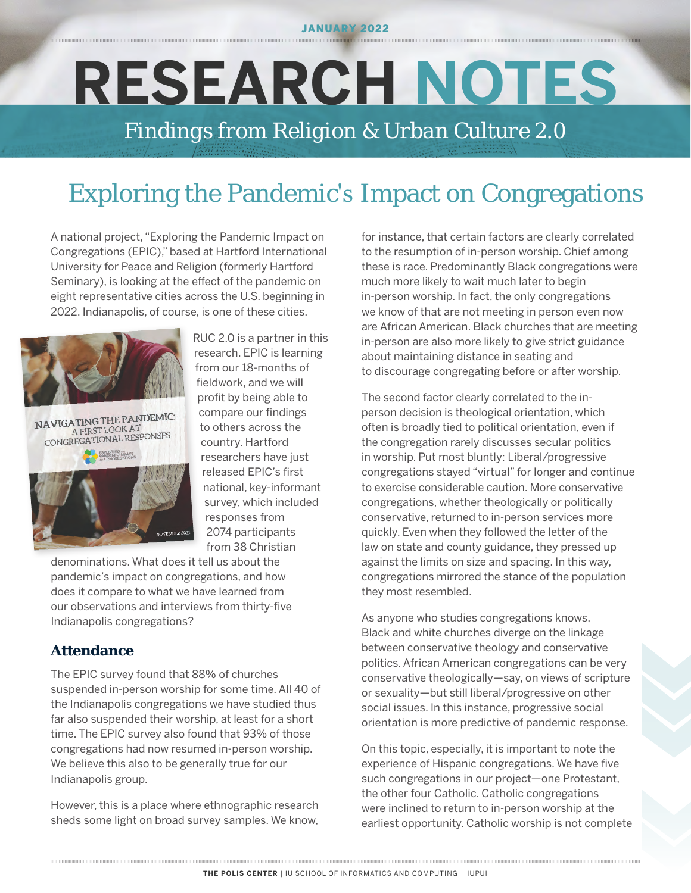JANUARY 2022

# RESEARCH NOTES

Findings from Religion & Urban Culture 2.0

## Exploring the Pandemic's Impact on Congregations

A national project, "Exploring the Pandemic Impact on Congregations (EPIC)," based at Hartford International University for Peace and Religion (formerly Hartford Seminary), is looking at the effect of the pandemic on eight representative cities across the U.S. beginning in 2022. Indianapolis, of course, is one of these cities.

RUC 2.0 is a partner in this research. EPIC is learning from our 18-months of fieldwork, and we will profit by being able to compare our findings to others across the country. Hartford researchers have just released EPIC's first national, key-informant survey, which included responses from 2074 participants from 38 Christian denominations. What does it tell us about the pandemic's impact on congregations, and how does it compare to what we have learned from our observations and interviews from thirty-five Indianapolis congregations?

### Attendance

The EPIC survey found that 88% of churches suspended in-person worship for some time. All 40 of the Indianapolis congregations we have studied thus far also suspended their worship, at least for a short time. The EPIC survey also found that 93% of those congregations had now resumed in-person worship. We believe this also to be generally true for our Indianapolis group.

However, this is a place where ethnographic research sheds some light on broad survey samples. We know, for instance, that certain factors are clearly correlated to the resumption of in-person worship. Chief among these is race. Predominantly Black congregations were much more likely to wait much later to begin in-person worship. In fact, the only congregations we know of that are not meeting in person even now are African American. Black churches that are meeting in-person are also more likely to give strict guidance about maintaining distance in seating and to discourage congregating before or after worship.

The second factor clearly correlated to the in-person decision is theological orientation, which often is broadly tied to political orientation, even if the congregation rarely discusses secular politics in worship. Put most bluntly: Liberal/progressive congregations stayed "virtual" for longer and continue to exercise considerable caution. More conservative congregations, whether theologically or politically conservative, returned to in-person services more quickly. Even when they followed the letter of the law on state and county guidance, they pressed up against the limits on size and spacing. In this way, congregations mirrored the stance of the population they most resembled.

As anyone who studies congregations knows, Black and white churches diverge on the linkage between conservative theology and conservative politics. African American congregations can be very conservative theologically—say, on views of scripture or sexuality—but still liberal/progressive on other social issues. In this instance, progressive social orientation is more predictive of pandemic response.

On this topic, especially, it is important to note the experience of Hispanic congregations. We have five such congregations in our project—one Protestant, the other four Catholic. Catholic congregations were inclined to return to in-person worship at the earliest opportunity. Catholic worship is not complete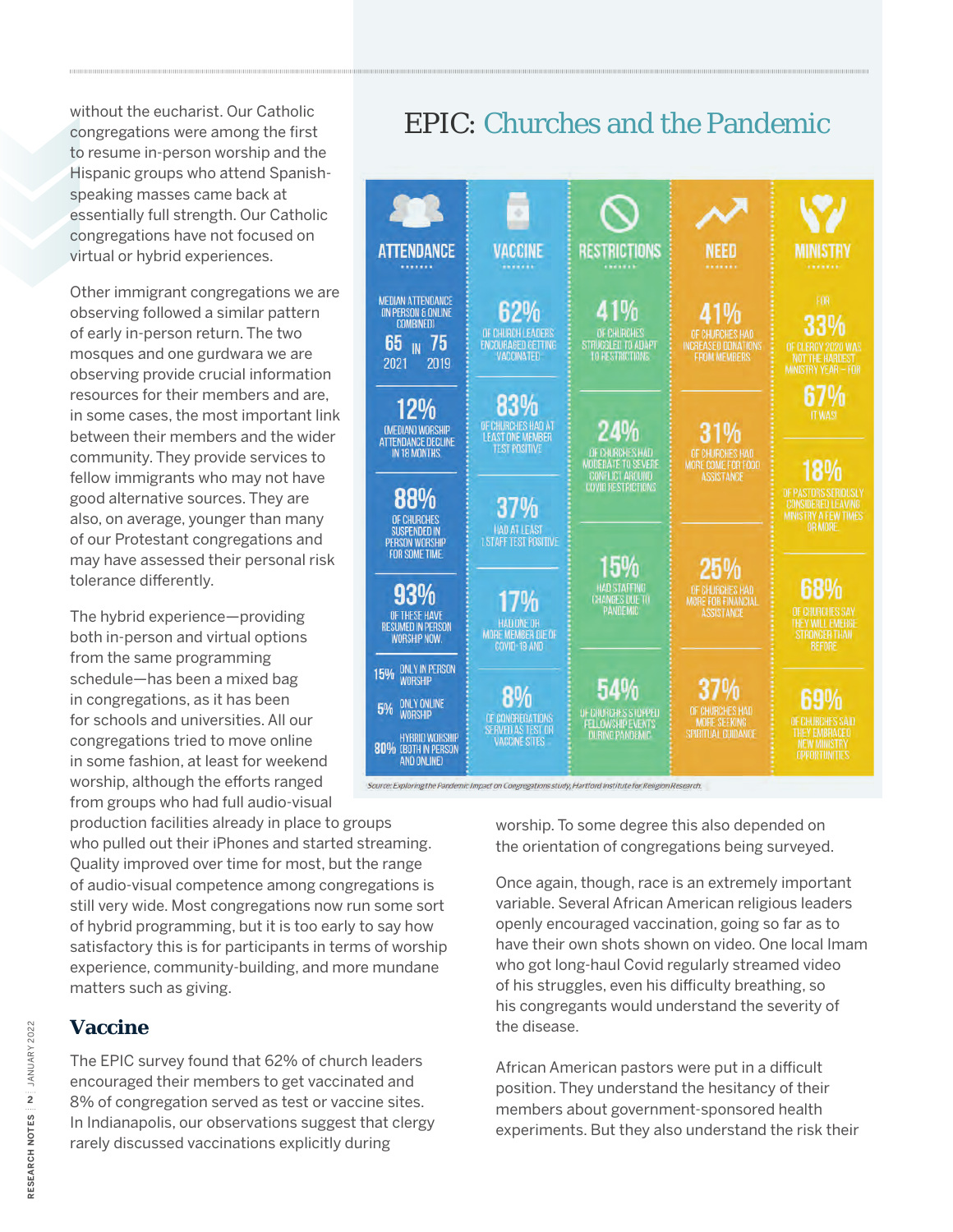without the eucharist. Our Catholic congregations were among the first to resume in-person worship and the Hispanic groups who attend Spanish-speaking masses came back at essentially full strength. Our Catholic congregations have not focused on virtual or hybrid experiences.

Other immigrant congregations we are observing followed a similar pattern of early in-person return. The two mosques and one gurdwara we are observing provide crucial information resources for their members and are, in some cases, the most important link between their members and the wider community. They provide services to fellow immigrants who may not have good alternative sources. They are also, on average, younger than many of our Protestant congregations and may have assessed their personal risk tolerance differently.

The hybrid experience—providing both in-person and virtual options from the same programming schedule—has been a mixed bag in congregations, as it has been for schools and universities. All our congregations tried to move online in some fashion, at least for weekend worship, although the efforts ranged from groups who had full audio-visual production facilities already in place to groups who pulled out their iPhones and started streaming. Quality improved over time for most, but the range of audio-visual competence among congregations is still very wide. Most congregations now run some sort of hybrid programming, but it is too early to say how satisfactory this is for participants in terms of worship experience, community-building, and more mundane matters such as giving.

## EPIC: Churches and the Pandemic

| ATTENDANCE | VACCINE | RESTRICTIONS | NEED | MINISTRY |
|---|---|---|---|---|
| Median attendance (in person & online combined) 65 in 2021, 75 in 2019 | 62% of church leaders encouraged getting vaccinated | 41% of churches struggled to adapt to restrictions | 41% of churches had increased donations from members | For 33% of clergy 2020 was not the hardest ministry year – for 67% it was! |
| 12% (median) worship attendance decline in 18 months | 83% of churches had at least one member test positive | 24% of churches had moderate to severe conflict around Covid restrictions | 31% of churches had more come for food assistance | 18% of pastors seriously considered leaving ministry a few times or more |
| 88% of churches suspended in person worship for some time | 37% had at least 1 staff test positive | 15% had staffing changes due to pandemic | 25% of churches had more for financial assistance | 68% of churches say they will emerge stronger than before |
| 93% of these have resumed in person worship now. | 17% had one or more member die of Covid-19 and | | | |
| 15% only in person worship; 5% only online worship; 80% hybrid worship (both in person and online) | 8% of congregations served as test or vaccine sites | 54% of churches stopped fellowship events during pandemic | 37% of churches had more seeking spiritual guidance | 69% of churches said they embraced new ministry opportunities |

Source: *Exploring the Pandemic Impact on Congregations study, Hartford Institute for Religion Research.*

## Vaccine

The EPIC survey found that 62% of church leaders encouraged their members to get vaccinated and 8% of congregation served as test or vaccine sites. In Indianapolis, our observations suggest that clergy rarely discussed vaccinations explicitly during worship. To some degree this also depended on the orientation of congregations being surveyed.

Once again, though, race is an extremely important variable. Several African American religious leaders openly encouraged vaccination, going so far as to have their own shots shown on video. One local Imam who got long-haul Covid regularly streamed video of his struggles, even his difficulty breathing, so his congregants would understand the severity of the disease.

African American pastors were put in a difficult position. They understand the hesitancy of their members about government-sponsored health experiments. But they also understand the risk their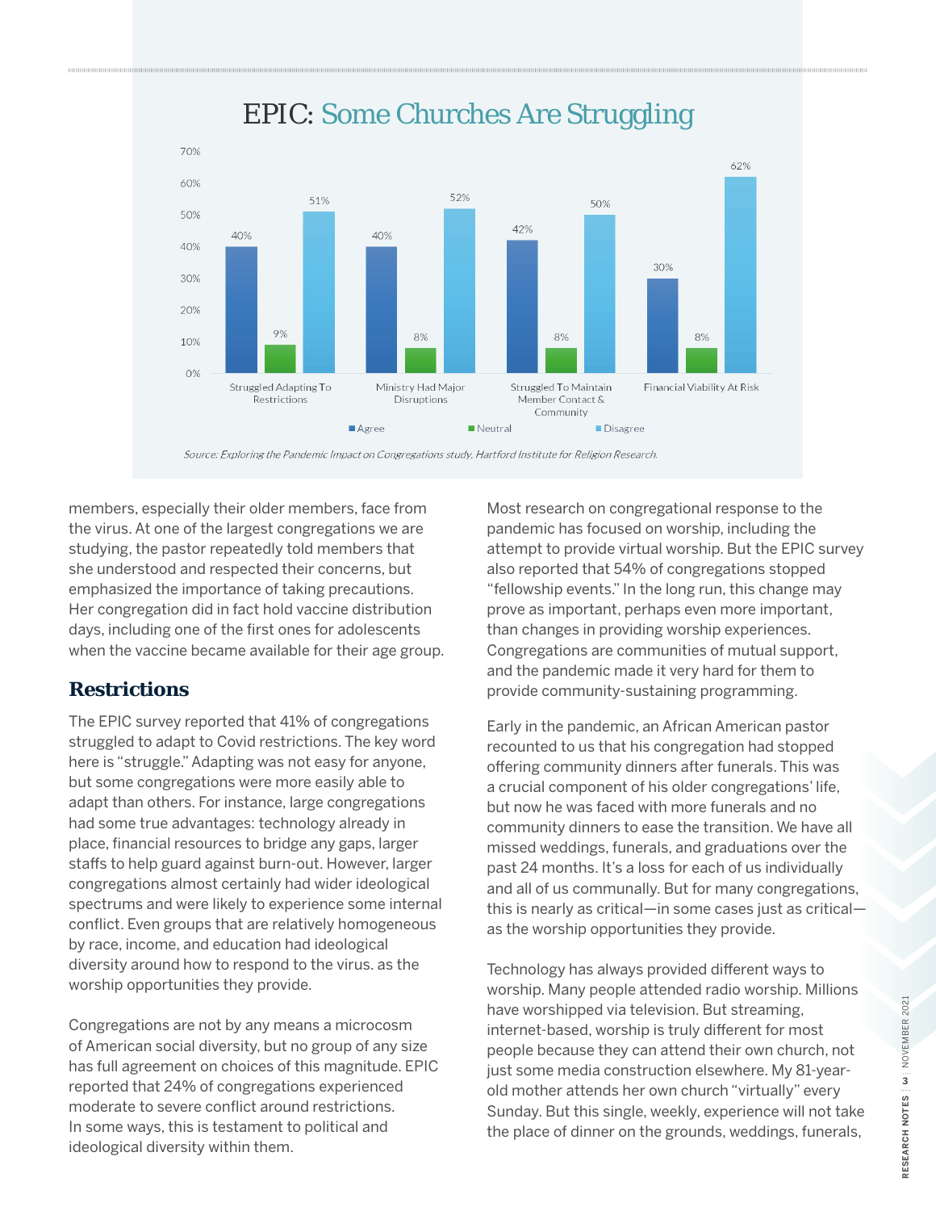## EPIC: Some Churches Are Struggling

| | Agree | Neutral | Disagree |
|---|---|---|---|
| Struggled Adapting To Restrictions | 40% | 9% | 51% |
| Ministry Had Major Disruptions | 40% | 8% | 52% |
| Struggled To Maintain Member Contact & Community | 42% | 8% | 50% |
| Financial Viability At Risk | 30% | 8% | 62% |

*Source: Exploring the Pandemic Impact on Congregations study, Hartford Institute for Religion Research.*

members, especially their older members, face from the virus. At one of the largest congregations we are studying, the pastor repeatedly told members that she understood and respected their concerns, but emphasized the importance of taking precautions. Her congregation did in fact hold vaccine distribution days, including one of the first ones for adolescents when the vaccine became available for their age group.

## Restrictions

The EPIC survey reported that 41% of congregations struggled to adapt to Covid restrictions. The key word here is "struggle." Adapting was not easy for anyone, but some congregations were more easily able to adapt than others. For instance, large congregations had some true advantages: technology already in place, financial resources to bridge any gaps, larger staffs to help guard against burn-out. However, larger congregations almost certainly had wider ideological spectrums and were likely to experience some internal conflict. Even groups that are relatively homogeneous by race, income, and education had ideological diversity around how to respond to the virus. as the worship opportunities they provide.

Congregations are not by any means a microcosm of American social diversity, but no group of any size has full agreement on choices of this magnitude. EPIC reported that 24% of congregations experienced moderate to severe conflict around restrictions. In some ways, this is testament to political and ideological diversity within them.

Most research on congregational response to the pandemic has focused on worship, including the attempt to provide virtual worship. But the EPIC survey also reported that 54% of congregations stopped "fellowship events." In the long run, this change may prove as important, perhaps even more important, than changes in providing worship experiences. Congregations are communities of mutual support, and the pandemic made it very hard for them to provide community-sustaining programming.

Early in the pandemic, an African American pastor recounted to us that his congregation had stopped offering community dinners after funerals. This was a crucial component of his older congregations' life, but now he was faced with more funerals and no community dinners to ease the transition. We have all missed weddings, funerals, and graduations over the past 24 months. It's a loss for each of us individually and all of us communally. But for many congregations, this is nearly as critical—in some cases just as critical—as the worship opportunities they provide.

Technology has always provided different ways to worship. Many people attended radio worship. Millions have worshipped via television. But streaming, internet-based, worship is truly different for most people because they can attend their own church, not just some media construction elsewhere. My 81-year-old mother attends her own church "virtually" every Sunday. But this single, weekly, experience will not take the place of dinner on the grounds, weddings, funerals,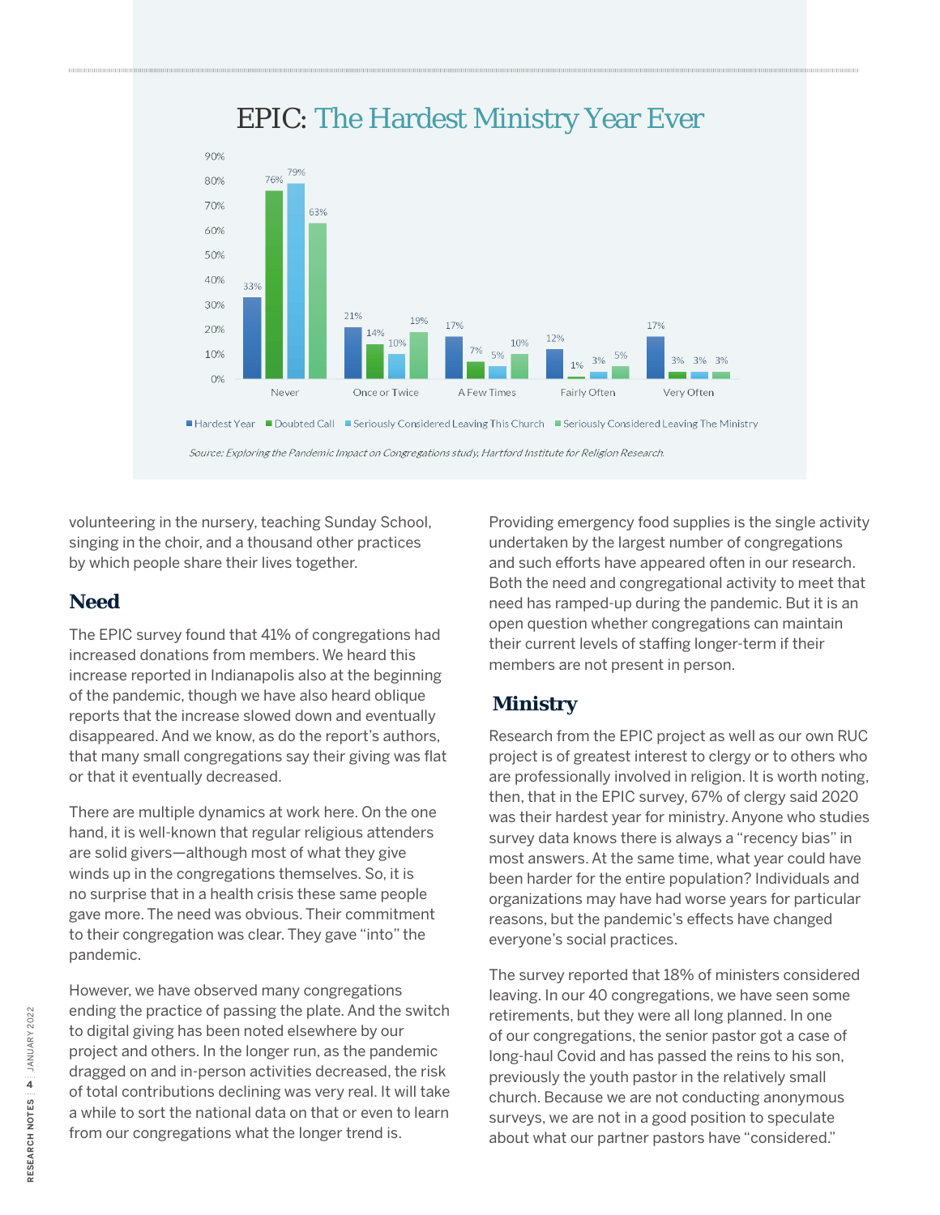## EPIC: The Hardest Ministry Year Ever

| | Hardest Year | Doubted Call | Seriously Considered Leaving This Church | Seriously Considered Leaving The Ministry |
|---|---|---|---|---|
| Never | 33% | 76% | 79% | 63% |
| Once or Twice | 21% | 14% | 10% | 19% |
| A Few Times | 17% | 7% | 5% | 10% |
| Fairly Often | 12% | 1% | 3% | 5% |
| Very Often | 17% | 3% | 3% | 3% |

*Source: Exploring the Pandemic Impact on Congregations study, Hartford Institute for Religion Research.*

volunteering in the nursery, teaching Sunday School, singing in the choir, and a thousand other practices by which people share their lives together.

### Need

The EPIC survey found that 41% of congregations had increased donations from members. We heard this increase reported in Indianapolis also at the beginning of the pandemic, though we have also heard oblique reports that the increase slowed down and eventually disappeared. And we know, as do the report's authors, that many small congregations say their giving was flat or that it eventually decreased.

There are multiple dynamics at work here. On the one hand, it is well-known that regular religious attenders are solid givers—although most of what they give winds up in the congregations themselves. So, it is no surprise that in a health crisis these same people gave more. The need was obvious. Their commitment to their congregation was clear. They gave "into" the pandemic.

However, we have observed many congregations ending the practice of passing the plate. And the switch to digital giving has been noted elsewhere by our project and others. In the longer run, as the pandemic dragged on and in-person activities decreased, the risk of total contributions declining was very real. It will take a while to sort the national data on that or even to learn from our congregations what the longer trend is.

Providing emergency food supplies is the single activity undertaken by the largest number of congregations and such efforts have appeared often in our research. Both the need and congregational activity to meet that need has ramped-up during the pandemic. But it is an open question whether congregations can maintain their current levels of staffing longer-term if their members are not present in person.

### Ministry

Research from the EPIC project as well as our own RUC project is of greatest interest to clergy or to others who are professionally involved in religion. It is worth noting, then, that in the EPIC survey, 67% of clergy said 2020 was their hardest year for ministry. Anyone who studies survey data knows there is always a "recency bias" in most answers. At the same time, what year could have been harder for the entire population? Individuals and organizations may have had worse years for particular reasons, but the pandemic's effects have changed everyone's social practices.

The survey reported that 18% of ministers considered leaving. In our 40 congregations, we have seen some retirements, but they were all long planned. In one of our congregations, the senior pastor got a case of long-haul Covid and has passed the reins to his son, previously the youth pastor in the relatively small church. Because we are not conducting anonymous surveys, we are not in a good position to speculate about what our partner pastors have "considered."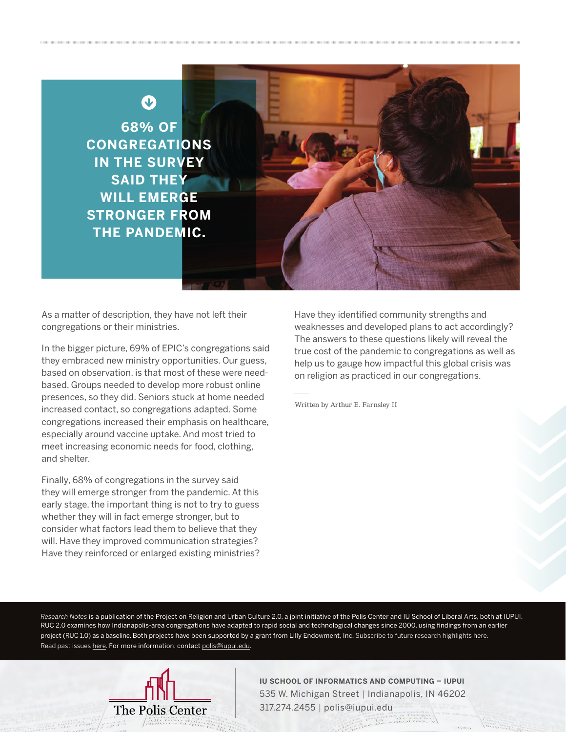**68% OF CONGREGATIONS IN THE SURVEY SAID THEY WILL EMERGE STRONGER FROM THE PANDEMIC.**

As a matter of description, they have not left their congregations or their ministries.

In the bigger picture, 69% of EPIC's congregations said they embraced new ministry opportunities. Our guess, based on observation, is that most of these were need-based. Groups needed to develop more robust online presences, so they did. Seniors stuck at home needed increased contact, so congregations adapted. Some congregations increased their emphasis on healthcare, especially around vaccine uptake. And most tried to meet increasing economic needs for food, clothing, and shelter.

Finally, 68% of congregations in the survey said they will emerge stronger from the pandemic. At this early stage, the important thing is not to try to guess whether they will in fact emerge stronger, but to consider what factors lead them to believe that they will. Have they improved communication strategies? Have they reinforced or enlarged existing ministries? Have they identified community strengths and weaknesses and developed plans to act accordingly? The answers to these questions likely will reveal the true cost of the pandemic to congregations as well as help us to gauge how impactful this global crisis was on religion as practiced in our congregations.

---

Written by Arthur E. Farnsley II

*Research Notes* is a publication of the Project on Religion and Urban Culture 2.0, a joint initiative of the Polis Center and IU School of Liberal Arts, both at IUPUI. RUC 2.0 examines how Indianapolis-area congregations have adapted to rapid social and technological changes since 2000, using findings from an earlier project (RUC 1.0) as a baseline. Both projects have been supported by a grant from Lilly Endowment, Inc. Subscribe to future research highlights here. Read past issues here. For more information, contact polis@iupui.edu.

The Polis Center

**IU SCHOOL OF INFORMATICS AND COMPUTING – IUPUI**
535 W. Michigan Street | Indianapolis, IN 46202
317.274.2455 | polis@iupui.edu